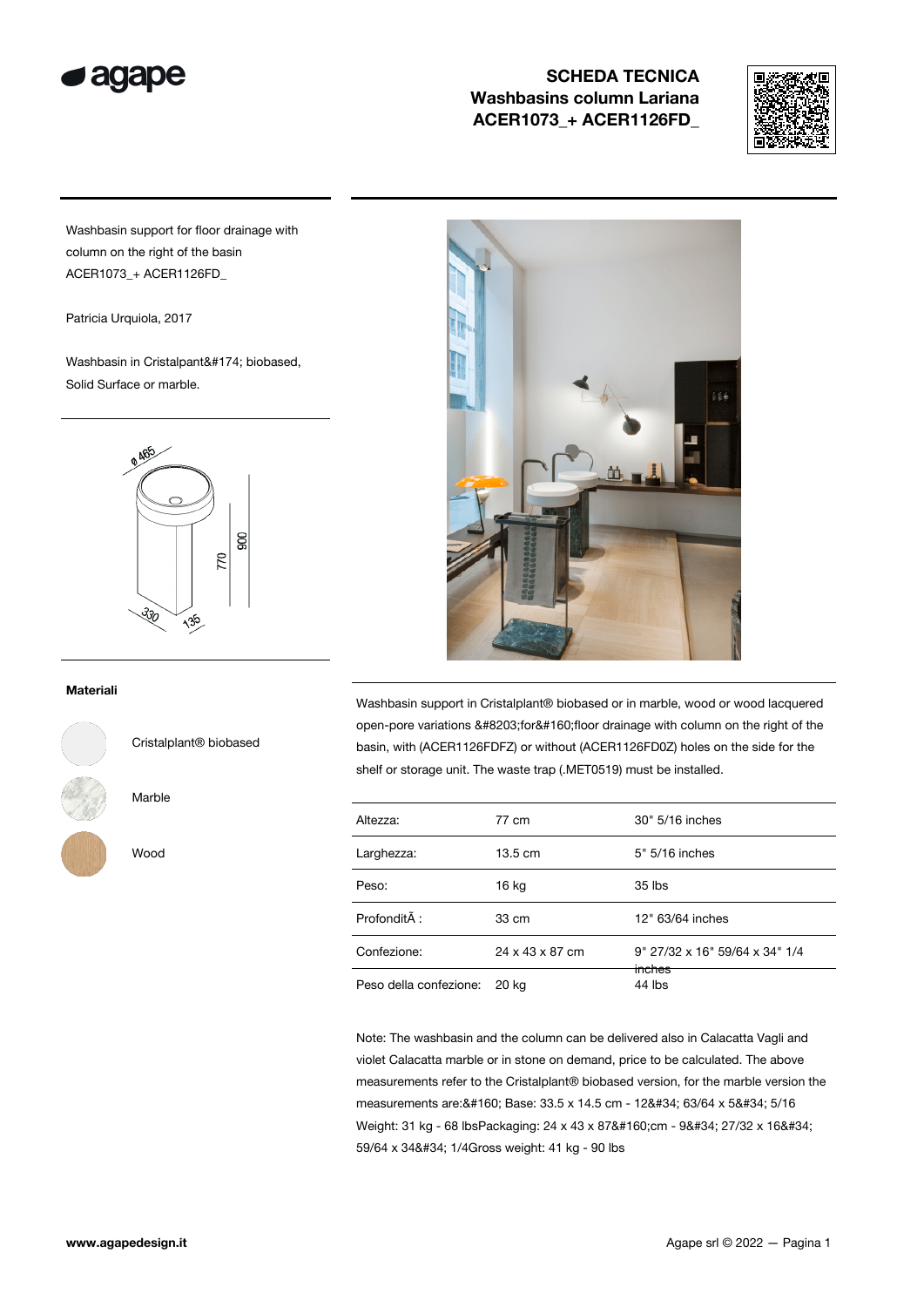# SCHEDA TECNICA
## Washbasins column Lariana
## ACER1073_+ ACER1126FD_

Washbasin support for floor drainage with column on the right of the basin ACER1073_+ ACER1126FD_

Patricia Urquiola, 2017

Washbasin in Cristalplant&#174; biobased, Solid Surface or marble.

ø 465

770

900

330

135

**Materiali**

Cristalplant® biobased

Marble

Wood

Washbasin support in Cristalplant® biobased or in marble, wood or wood lacquered open-pore variations &#8203;for&#160;floor drainage with column on the right of the basin, with (ACER1126FDFZ) or without (ACER1126FD0Z) holes on the side for the shelf or storage unit. The waste trap (.MET0519) must be installed.

| | | |
|---|---|---|
| Altezza: | 77 cm | 30" 5/16 inches |
| Larghezza: | 13.5 cm | 5" 5/16 inches |
| Peso: | 16 kg | 35 lbs |
| ProfonditÃ : | 33 cm | 12" 63/64 inches |
| Confezione: | 24 x 43 x 87 cm | 9" 27/32 x 16" 59/64 x 34" 1/4 inches |
| Peso della confezione: | 20 kg | 44 lbs |

Note: The washbasin and the column can be delivered also in Calacatta Vagli and violet Calacatta marble or in stone on demand, price to be calculated. The above measurements refer to the Cristalplant® biobased version, for the marble version the measurements are:&#160; Base: 33.5 x 14.5 cm - 12&#34; 63/64 x 5&#34; 5/16 Weight: 31 kg - 68 lbsPackaging: 24 x 43 x 87&#160;cm - 9&#34; 27/32 x 16&#34; 59/64 x 34&#34; 1/4Gross weight: 41 kg - 90 lbs

www.agapedesign.it

Agape srl © 2022 — Pagina 1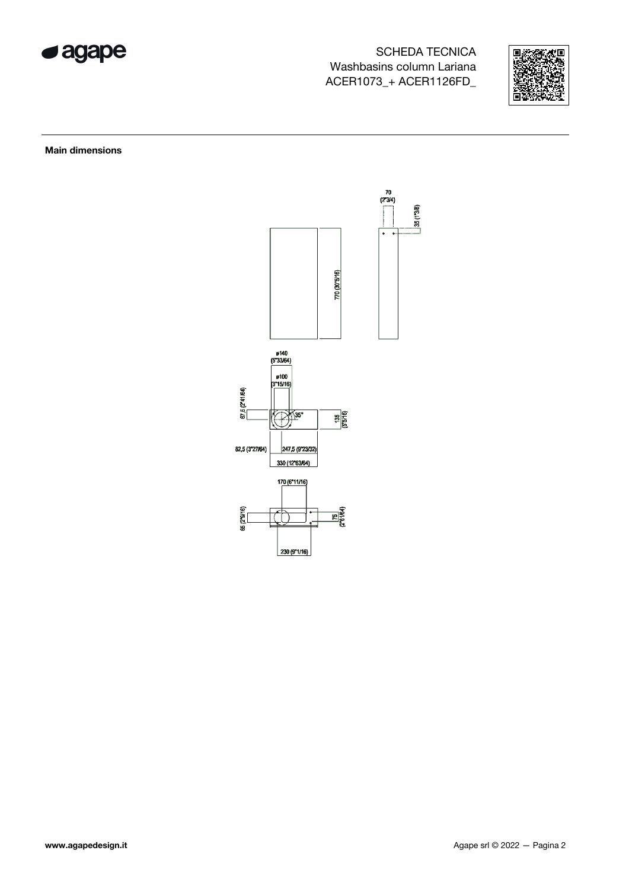## Main dimensions

70
(2"3/4)

35 (1"3/8)

770 (30"5/16)

ø140
(5"33/64)

ø100
(3"15/16)

67,5 (2"41/64)

35°

135
(5"5/16)

82,5 (3"27/64)

247,5 (9"23/32)

330 (12"63/64)

170 (6"11/16)

65 (2"9/16)

75
(2"61/64)

230 (9"1/16)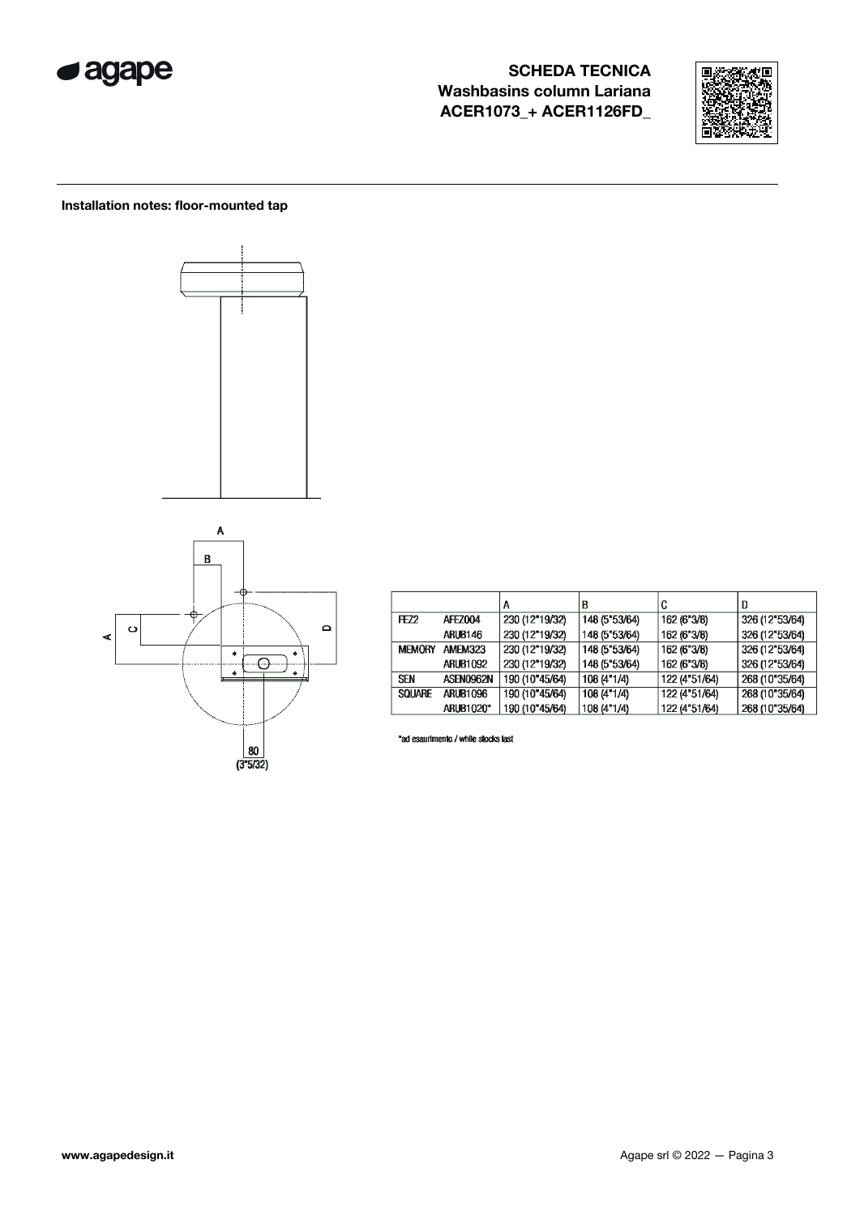# SCHEDA TECNICA
## Washbasins column Lariana
## ACER1073_+ ACER1126FD_

**Installation notes: floor-mounted tap**

A
B
C
A
D
80
(3"5/32)

| | | A | B | C | D |
|---|---|---|---|---|---|
| FEZ2 | AFEZ004 | 230 (12"19/32) | 148 (5"53/64) | 162 (6"3/8) | 326 (12"53/64) |
| | ARUB146 | 230 (12"19/32) | 148 (5"53/64) | 162 (6"3/8) | 326 (12"53/64) |
| MEMORY | AMEM323 | 230 (12"19/32) | 148 (5"53/64) | 162 (6"3/8) | 326 (12"53/64) |
| | ARUB1092 | 230 (12"19/32) | 148 (5"53/64) | 162 (6"3/8) | 326 (12"53/64) |
| SEN | ASEN0962N | 190 (10"45/64) | 108 (4"1/4) | 122 (4"51/64) | 268 (10"35/64) |
| SQUARE | ARUB1096 | 190 (10"45/64) | 108 (4"1/4) | 122 (4"51/64) | 268 (10"35/64) |
| | ARUB1020* | 190 (10"45/64) | 108 (4"1/4) | 122 (4"51/64) | 268 (10"35/64) |

*ad esaurimento / while stocks last